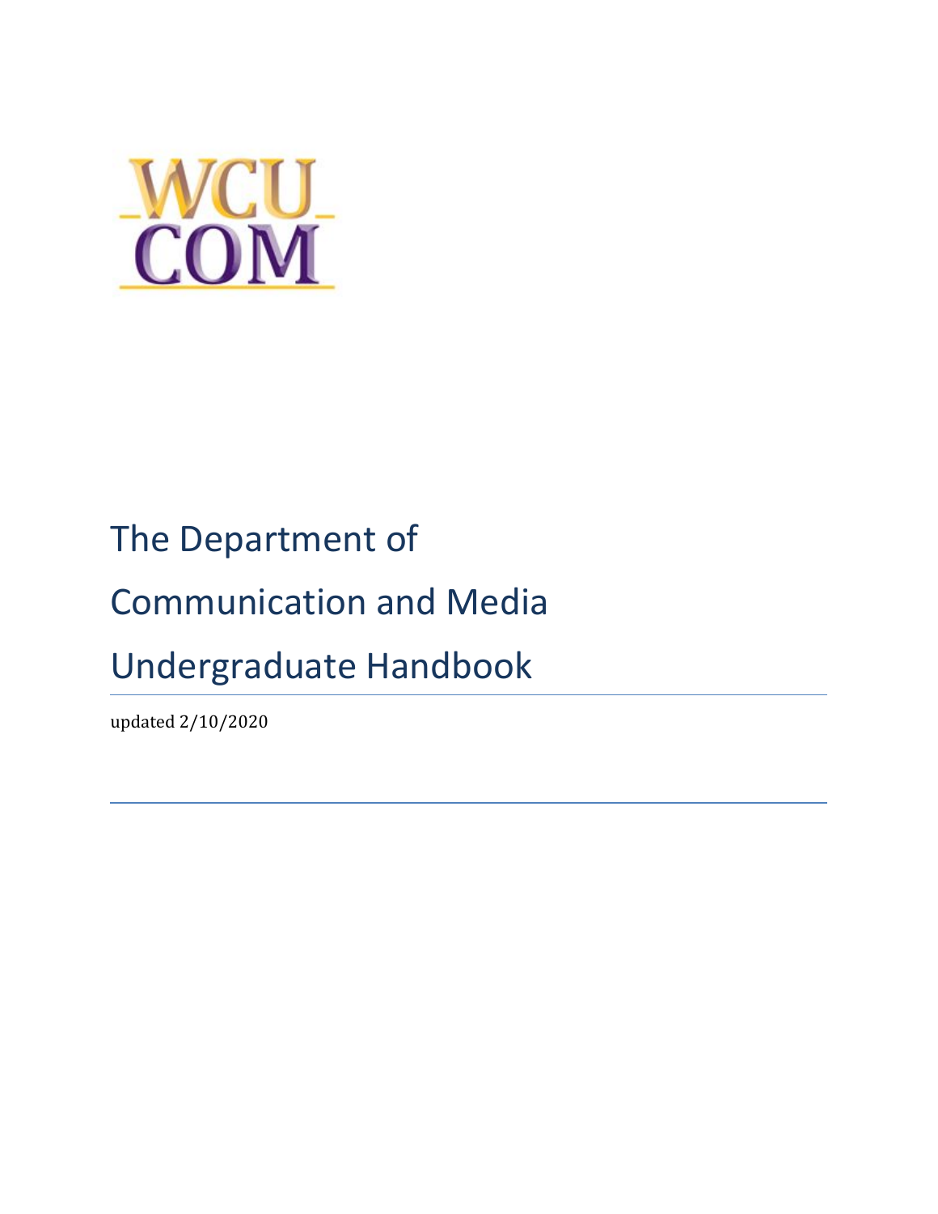WCU
COM

# The Department of Communication and Media Undergraduate Handbook

updated 2/10/2020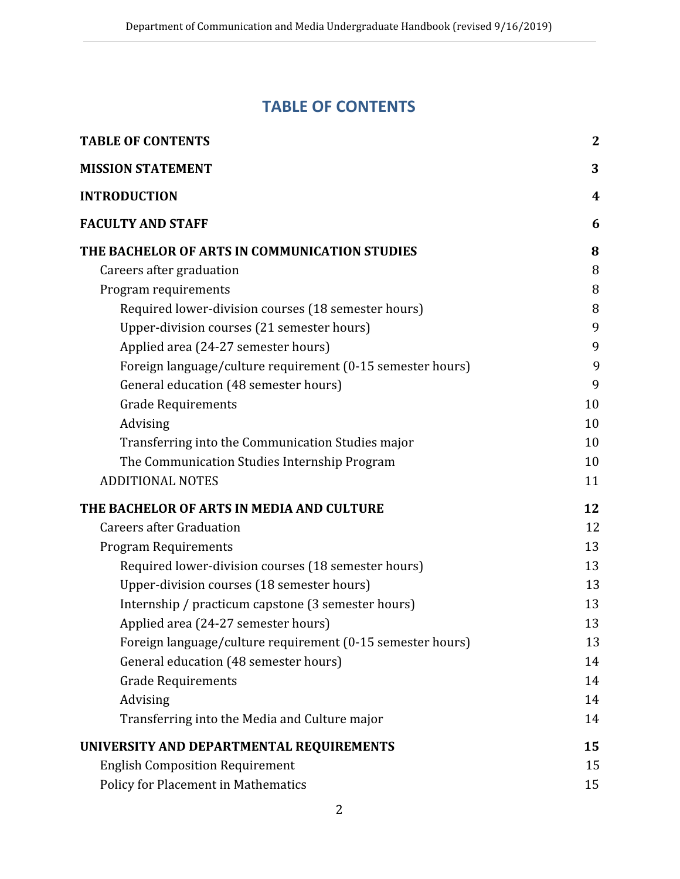# TABLE OF CONTENTS

| | |
|---|---|
| **TABLE OF CONTENTS** | **2** |
| **MISSION STATEMENT** | **3** |
| **INTRODUCTION** | **4** |
| **FACULTY AND STAFF** | **6** |
| **THE BACHELOR OF ARTS IN COMMUNICATION STUDIES** | **8** |
| Careers after graduation | 8 |
| Program requirements | 8 |
| Required lower-division courses (18 semester hours) | 8 |
| Upper-division courses (21 semester hours) | 9 |
| Applied area (24-27 semester hours) | 9 |
| Foreign language/culture requirement (0-15 semester hours) | 9 |
| General education (48 semester hours) | 9 |
| Grade Requirements | 10 |
| Advising | 10 |
| Transferring into the Communication Studies major | 10 |
| The Communication Studies Internship Program | 10 |
| ADDITIONAL NOTES | 11 |
| **THE BACHELOR OF ARTS IN MEDIA AND CULTURE** | **12** |
| Careers after Graduation | 12 |
| Program Requirements | 13 |
| Required lower-division courses (18 semester hours) | 13 |
| Upper-division courses (18 semester hours) | 13 |
| Internship / practicum capstone (3 semester hours) | 13 |
| Applied area (24-27 semester hours) | 13 |
| Foreign language/culture requirement (0-15 semester hours) | 13 |
| General education (48 semester hours) | 14 |
| Grade Requirements | 14 |
| Advising | 14 |
| Transferring into the Media and Culture major | 14 |
| **UNIVERSITY AND DEPARTMENTAL REQUIREMENTS** | **15** |
| English Composition Requirement | 15 |
| Policy for Placement in Mathematics | 15 |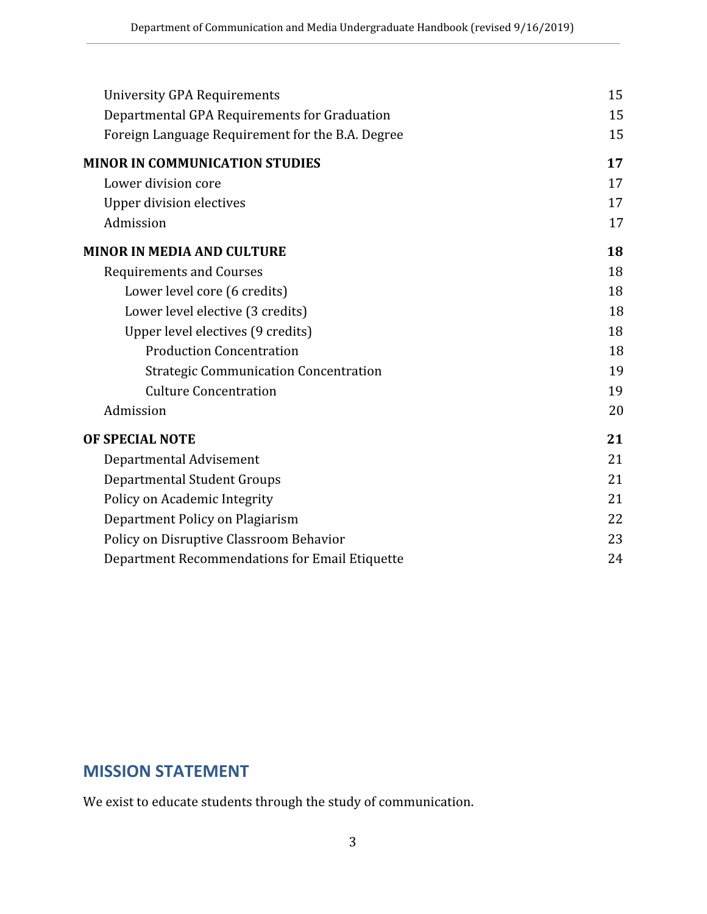| | |
|---|---|
| University GPA Requirements | 15 |
| Departmental GPA Requirements for Graduation | 15 |
| Foreign Language Requirement for the B.A. Degree | 15 |
| **MINOR IN COMMUNICATION STUDIES** | **17** |
| Lower division core | 17 |
| Upper division electives | 17 |
| Admission | 17 |
| **MINOR IN MEDIA AND CULTURE** | **18** |
| Requirements and Courses | 18 |
| Lower level core (6 credits) | 18 |
| Lower level elective (3 credits) | 18 |
| Upper level electives (9 credits) | 18 |
| Production Concentration | 18 |
| Strategic Communication Concentration | 19 |
| Culture Concentration | 19 |
| Admission | 20 |
| **OF SPECIAL NOTE** | **21** |
| Departmental Advisement | 21 |
| Departmental Student Groups | 21 |
| Policy on Academic Integrity | 21 |
| Department Policy on Plagiarism | 22 |
| Policy on Disruptive Classroom Behavior | 23 |
| Department Recommendations for Email Etiquette | 24 |

## MISSION STATEMENT

We exist to educate students through the study of communication.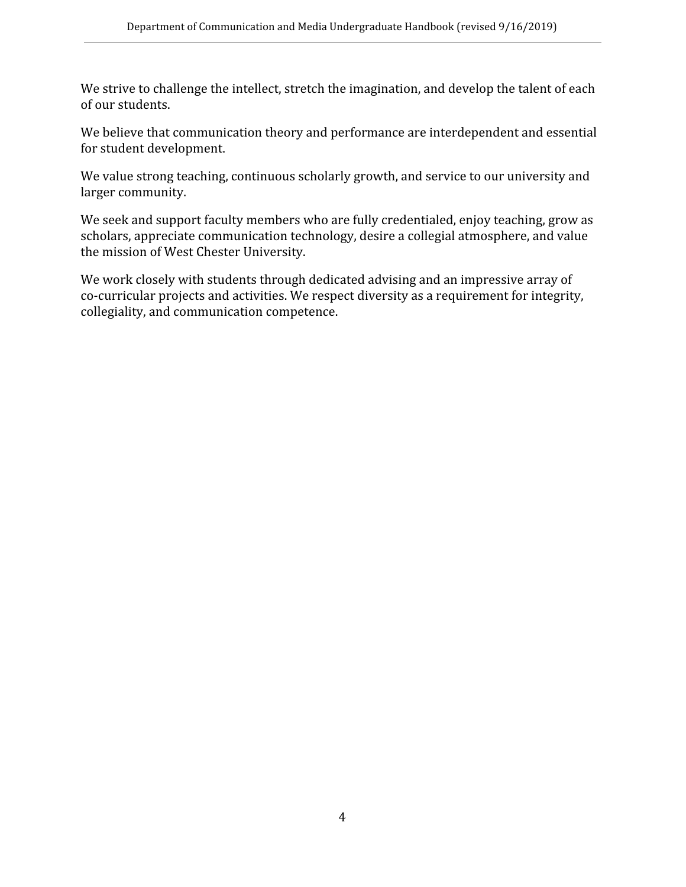We strive to challenge the intellect, stretch the imagination, and develop the talent of each of our students.

We believe that communication theory and performance are interdependent and essential for student development.

We value strong teaching, continuous scholarly growth, and service to our university and larger community.

We seek and support faculty members who are fully credentialed, enjoy teaching, grow as scholars, appreciate communication technology, desire a collegial atmosphere, and value the mission of West Chester University.

We work closely with students through dedicated advising and an impressive array of co-curricular projects and activities. We respect diversity as a requirement for integrity, collegiality, and communication competence.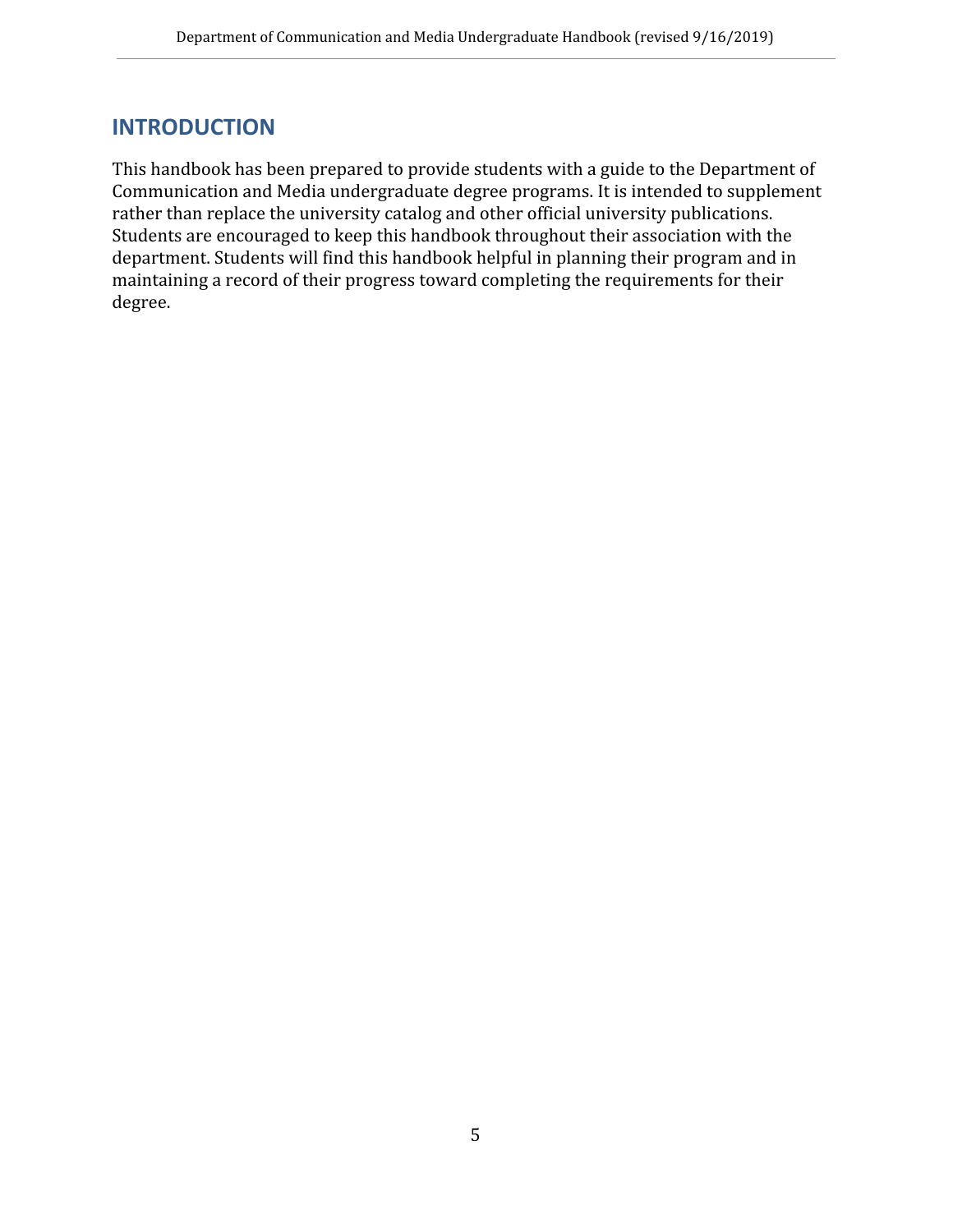## INTRODUCTION

This handbook has been prepared to provide students with a guide to the Department of Communication and Media undergraduate degree programs. It is intended to supplement rather than replace the university catalog and other official university publications. Students are encouraged to keep this handbook throughout their association with the department. Students will find this handbook helpful in planning their program and in maintaining a record of their progress toward completing the requirements for their degree.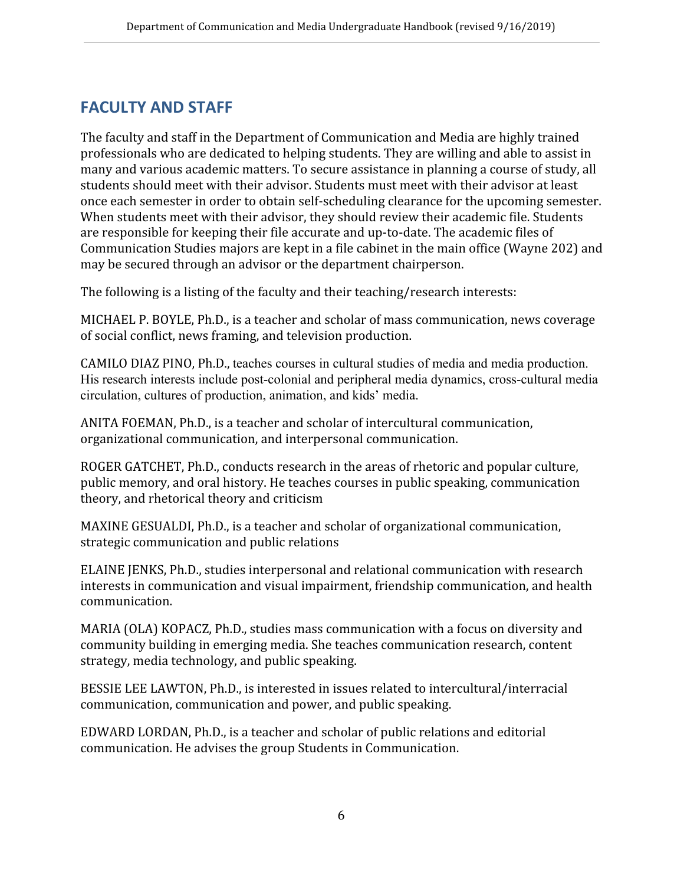## FACULTY AND STAFF

The faculty and staff in the Department of Communication and Media are highly trained professionals who are dedicated to helping students. They are willing and able to assist in many and various academic matters. To secure assistance in planning a course of study, all students should meet with their advisor. Students must meet with their advisor at least once each semester in order to obtain self-scheduling clearance for the upcoming semester. When students meet with their advisor, they should review their academic file. Students are responsible for keeping their file accurate and up-to-date. The academic files of Communication Studies majors are kept in a file cabinet in the main office (Wayne 202) and may be secured through an advisor or the department chairperson.

The following is a listing of the faculty and their teaching/research interests:

MICHAEL P. BOYLE, Ph.D., is a teacher and scholar of mass communication, news coverage of social conflict, news framing, and television production.

CAMILO DIAZ PINO, Ph.D., teaches courses in cultural studies of media and media production. His research interests include post-colonial and peripheral media dynamics, cross-cultural media circulation, cultures of production, animation, and kids' media.

ANITA FOEMAN, Ph.D., is a teacher and scholar of intercultural communication, organizational communication, and interpersonal communication.

ROGER GATCHET, Ph.D., conducts research in the areas of rhetoric and popular culture, public memory, and oral history. He teaches courses in public speaking, communication theory, and rhetorical theory and criticism

MAXINE GESUALDI, Ph.D., is a teacher and scholar of organizational communication, strategic communication and public relations

ELAINE JENKS, Ph.D., studies interpersonal and relational communication with research interests in communication and visual impairment, friendship communication, and health communication.

MARIA (OLA) KOPACZ, Ph.D., studies mass communication with a focus on diversity and community building in emerging media. She teaches communication research, content strategy, media technology, and public speaking.

BESSIE LEE LAWTON, Ph.D., is interested in issues related to intercultural/interracial communication, communication and power, and public speaking.

EDWARD LORDAN, Ph.D., is a teacher and scholar of public relations and editorial communication. He advises the group Students in Communication.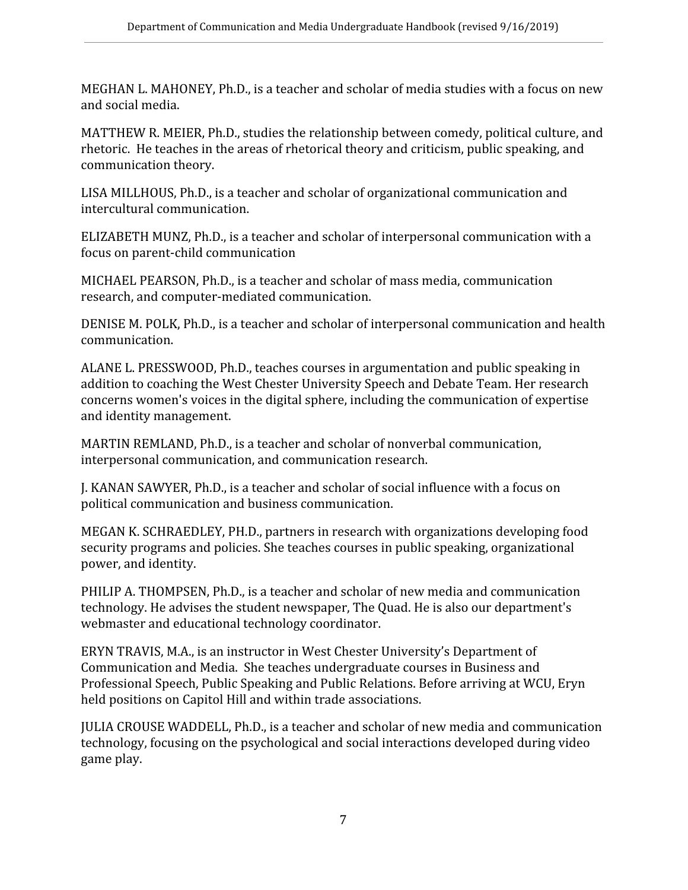MEGHAN L. MAHONEY, Ph.D., is a teacher and scholar of media studies with a focus on new and social media.

MATTHEW R. MEIER, Ph.D., studies the relationship between comedy, political culture, and rhetoric. He teaches in the areas of rhetorical theory and criticism, public speaking, and communication theory.

LISA MILLHOUS, Ph.D., is a teacher and scholar of organizational communication and intercultural communication.

ELIZABETH MUNZ, Ph.D., is a teacher and scholar of interpersonal communication with a focus on parent-child communication

MICHAEL PEARSON, Ph.D., is a teacher and scholar of mass media, communication research, and computer-mediated communication.

DENISE M. POLK, Ph.D., is a teacher and scholar of interpersonal communication and health communication.

ALANE L. PRESSWOOD, Ph.D., teaches courses in argumentation and public speaking in addition to coaching the West Chester University Speech and Debate Team. Her research concerns women's voices in the digital sphere, including the communication of expertise and identity management.

MARTIN REMLAND, Ph.D., is a teacher and scholar of nonverbal communication, interpersonal communication, and communication research.

J. KANAN SAWYER, Ph.D., is a teacher and scholar of social influence with a focus on political communication and business communication.

MEGAN K. SCHRAEDLEY, PH.D., partners in research with organizations developing food security programs and policies. She teaches courses in public speaking, organizational power, and identity.

PHILIP A. THOMPSEN, Ph.D., is a teacher and scholar of new media and communication technology. He advises the student newspaper, The Quad. He is also our department's webmaster and educational technology coordinator.

ERYN TRAVIS, M.A., is an instructor in West Chester University's Department of Communication and Media. She teaches undergraduate courses in Business and Professional Speech, Public Speaking and Public Relations. Before arriving at WCU, Eryn held positions on Capitol Hill and within trade associations.

JULIA CROUSE WADDELL, Ph.D., is a teacher and scholar of new media and communication technology, focusing on the psychological and social interactions developed during video game play.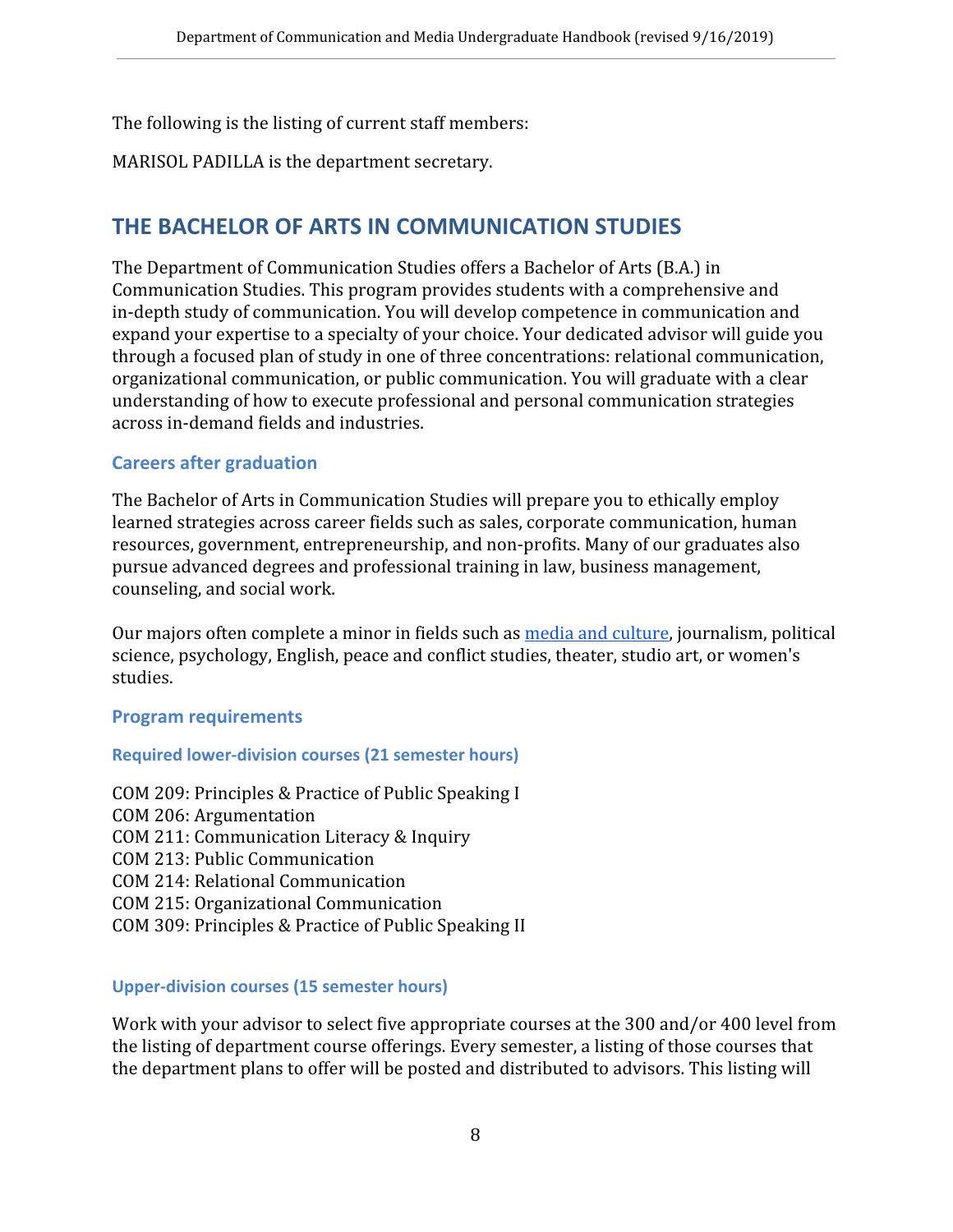The following is the listing of current staff members:

MARISOL PADILLA is the department secretary.

## THE BACHELOR OF ARTS IN COMMUNICATION STUDIES

The Department of Communication Studies offers a Bachelor of Arts (B.A.) in Communication Studies. This program provides students with a comprehensive and in-depth study of communication. You will develop competence in communication and expand your expertise to a specialty of your choice. Your dedicated advisor will guide you through a focused plan of study in one of three concentrations: relational communication, organizational communication, or public communication. You will graduate with a clear understanding of how to execute professional and personal communication strategies across in-demand fields and industries.

### Careers after graduation

The Bachelor of Arts in Communication Studies will prepare you to ethically employ learned strategies across career fields such as sales, corporate communication, human resources, government, entrepreneurship, and non-profits. Many of our graduates also pursue advanced degrees and professional training in law, business management, counseling, and social work.

Our majors often complete a minor in fields such as media and culture, journalism, political science, psychology, English, peace and conflict studies, theater, studio art, or women's studies.

### Program requirements

#### Required lower-division courses (21 semester hours)

COM 209: Principles & Practice of Public Speaking I
COM 206: Argumentation
COM 211: Communication Literacy & Inquiry
COM 213: Public Communication
COM 214: Relational Communication
COM 215: Organizational Communication
COM 309: Principles & Practice of Public Speaking II

#### Upper-division courses (15 semester hours)

Work with your advisor to select five appropriate courses at the 300 and/or 400 level from the listing of department course offerings. Every semester, a listing of those courses that the department plans to offer will be posted and distributed to advisors. This listing will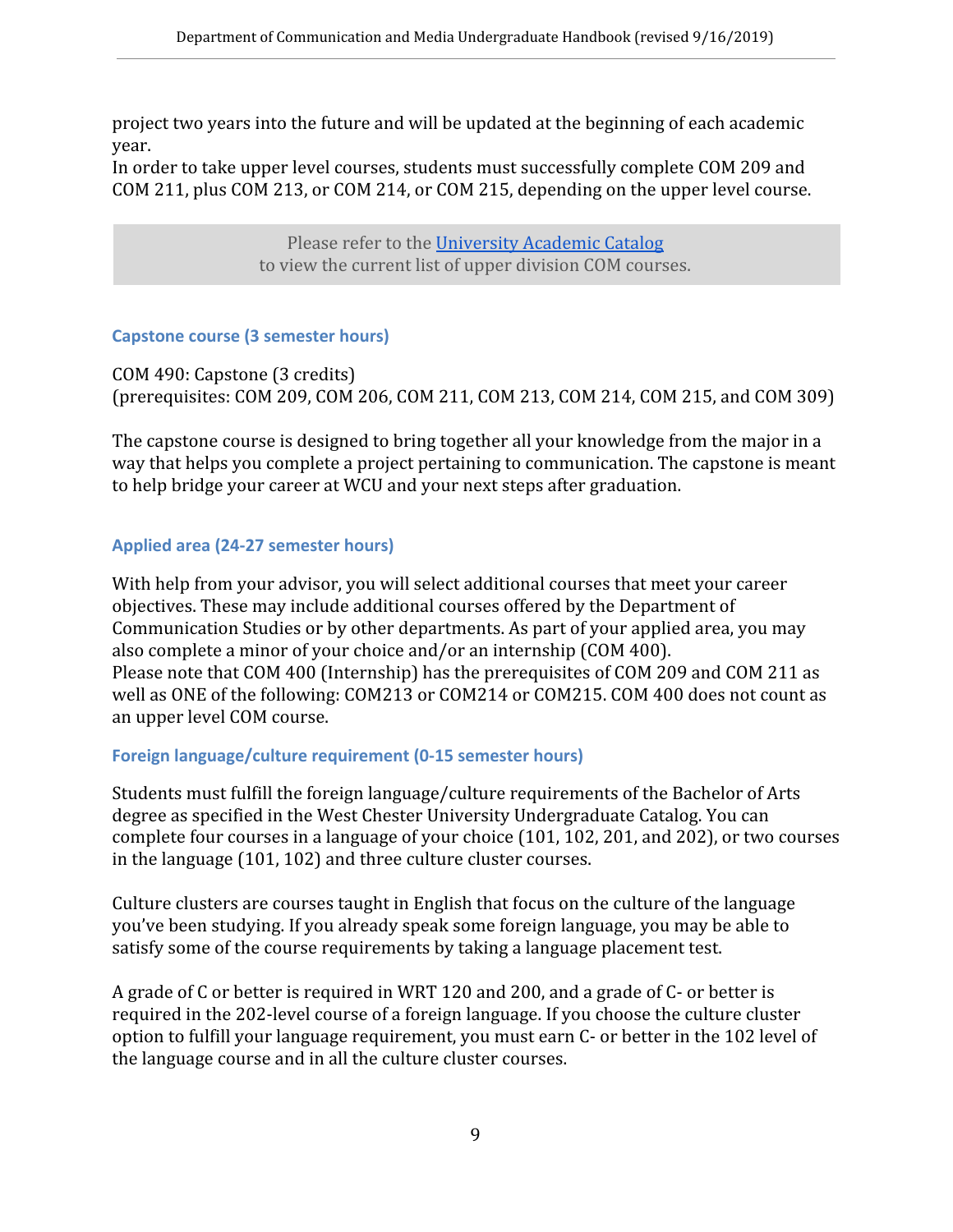project two years into the future and will be updated at the beginning of each academic year.
In order to take upper level courses, students must successfully complete COM 209 and COM 211, plus COM 213, or COM 214, or COM 215, depending on the upper level course.

> Please refer to the [University Academic Catalog](#)
> to view the current list of upper division COM courses.

### Capstone course (3 semester hours)

COM 490: Capstone (3 credits)
(prerequisites: COM 209, COM 206, COM 211, COM 213, COM 214, COM 215, and COM 309)

The capstone course is designed to bring together all your knowledge from the major in a way that helps you complete a project pertaining to communication. The capstone is meant to help bridge your career at WCU and your next steps after graduation.

### Applied area (24-27 semester hours)

With help from your advisor, you will select additional courses that meet your career objectives. These may include additional courses offered by the Department of Communication Studies or by other departments. As part of your applied area, you may also complete a minor of your choice and/or an internship (COM 400).
Please note that COM 400 (Internship) has the prerequisites of COM 209 and COM 211 as well as ONE of the following: COM213 or COM214 or COM215. COM 400 does not count as an upper level COM course.

### Foreign language/culture requirement (0-15 semester hours)

Students must fulfill the foreign language/culture requirements of the Bachelor of Arts degree as specified in the West Chester University Undergraduate Catalog. You can complete four courses in a language of your choice (101, 102, 201, and 202), or two courses in the language (101, 102) and three culture cluster courses.

Culture clusters are courses taught in English that focus on the culture of the language you've been studying. If you already speak some foreign language, you may be able to satisfy some of the course requirements by taking a language placement test.

A grade of C or better is required in WRT 120 and 200, and a grade of C- or better is required in the 202-level course of a foreign language. If you choose the culture cluster option to fulfill your language requirement, you must earn C- or better in the 102 level of the language course and in all the culture cluster courses.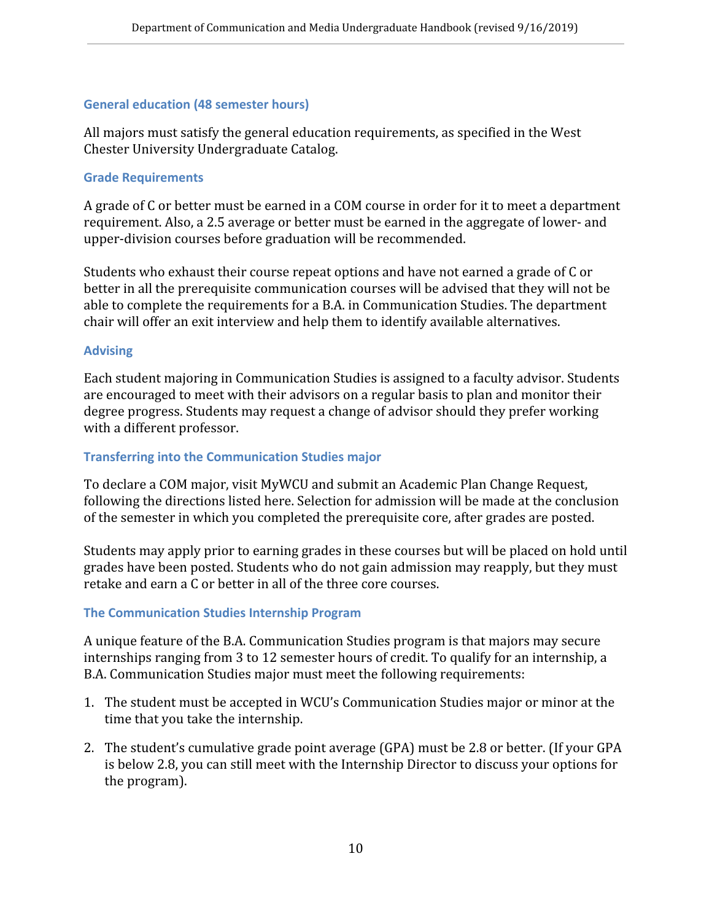### General education (48 semester hours)

All majors must satisfy the general education requirements, as specified in the West Chester University Undergraduate Catalog.

### Grade Requirements

A grade of C or better must be earned in a COM course in order for it to meet a department requirement. Also, a 2.5 average or better must be earned in the aggregate of lower- and upper-division courses before graduation will be recommended.

Students who exhaust their course repeat options and have not earned a grade of C or better in all the prerequisite communication courses will be advised that they will not be able to complete the requirements for a B.A. in Communication Studies. The department chair will offer an exit interview and help them to identify available alternatives.

### Advising

Each student majoring in Communication Studies is assigned to a faculty advisor. Students are encouraged to meet with their advisors on a regular basis to plan and monitor their degree progress. Students may request a change of advisor should they prefer working with a different professor.

### Transferring into the Communication Studies major

To declare a COM major, visit MyWCU and submit an Academic Plan Change Request, following the directions listed here. Selection for admission will be made at the conclusion of the semester in which you completed the prerequisite core, after grades are posted.

Students may apply prior to earning grades in these courses but will be placed on hold until grades have been posted. Students who do not gain admission may reapply, but they must retake and earn a C or better in all of the three core courses.

### The Communication Studies Internship Program

A unique feature of the B.A. Communication Studies program is that majors may secure internships ranging from 3 to 12 semester hours of credit. To qualify for an internship, a B.A. Communication Studies major must meet the following requirements:

1. The student must be accepted in WCU's Communication Studies major or minor at the time that you take the internship.
2. The student's cumulative grade point average (GPA) must be 2.8 or better. (If your GPA is below 2.8, you can still meet with the Internship Director to discuss your options for the program).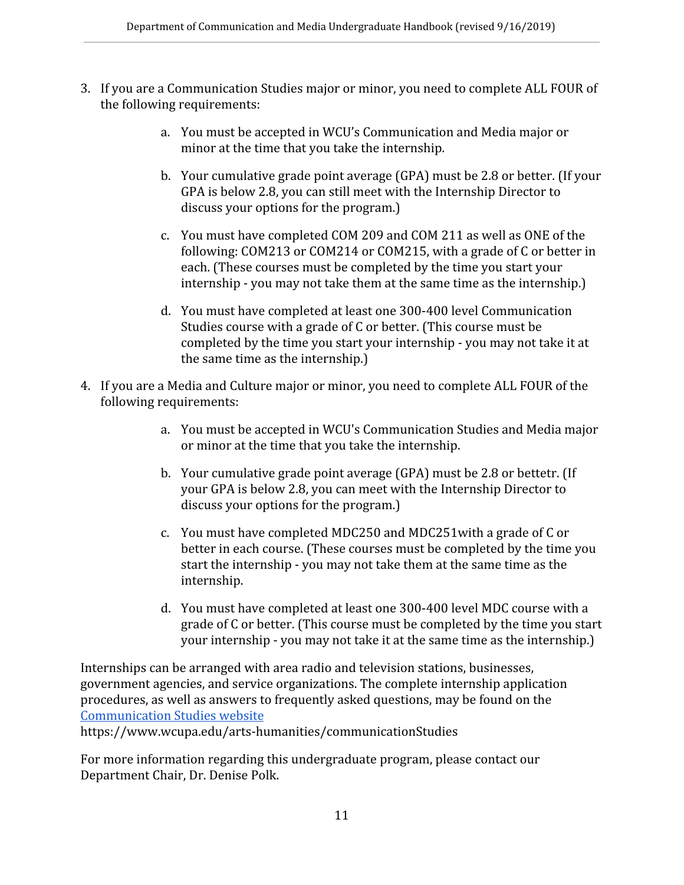3. If you are a Communication Studies major or minor, you need to complete ALL FOUR of the following requirements:

    a. You must be accepted in WCU's Communication and Media major or minor at the time that you take the internship.

    b. Your cumulative grade point average (GPA) must be 2.8 or better. (If your GPA is below 2.8, you can still meet with the Internship Director to discuss your options for the program.)

    c. You must have completed COM 209 and COM 211 as well as ONE of the following: COM213 or COM214 or COM215, with a grade of C or better in each. (These courses must be completed by the time you start your internship - you may not take them at the same time as the internship.)

    d. You must have completed at least one 300-400 level Communication Studies course with a grade of C or better. (This course must be completed by the time you start your internship - you may not take it at the same time as the internship.)

4. If you are a Media and Culture major or minor, you need to complete ALL FOUR of the following requirements:

    a. You must be accepted in WCU's Communication Studies and Media major or minor at the time that you take the internship.

    b. Your cumulative grade point average (GPA) must be 2.8 or bettetr. (If your GPA is below 2.8, you can meet with the Internship Director to discuss your options for the program.)

    c. You must have completed MDC250 and MDC251with a grade of C or better in each course. (These courses must be completed by the time you start the internship - you may not take them at the same time as the internship.

    d. You must have completed at least one 300-400 level MDC course with a grade of C or better. (This course must be completed by the time you start your internship - you may not take it at the same time as the internship.)

Internships can be arranged with area radio and television stations, businesses, government agencies, and service organizations. The complete internship application procedures, as well as answers to frequently asked questions, may be found on the Communication Studies website
https://www.wcupa.edu/arts-humanities/communicationStudies

For more information regarding this undergraduate program, please contact our Department Chair, Dr. Denise Polk.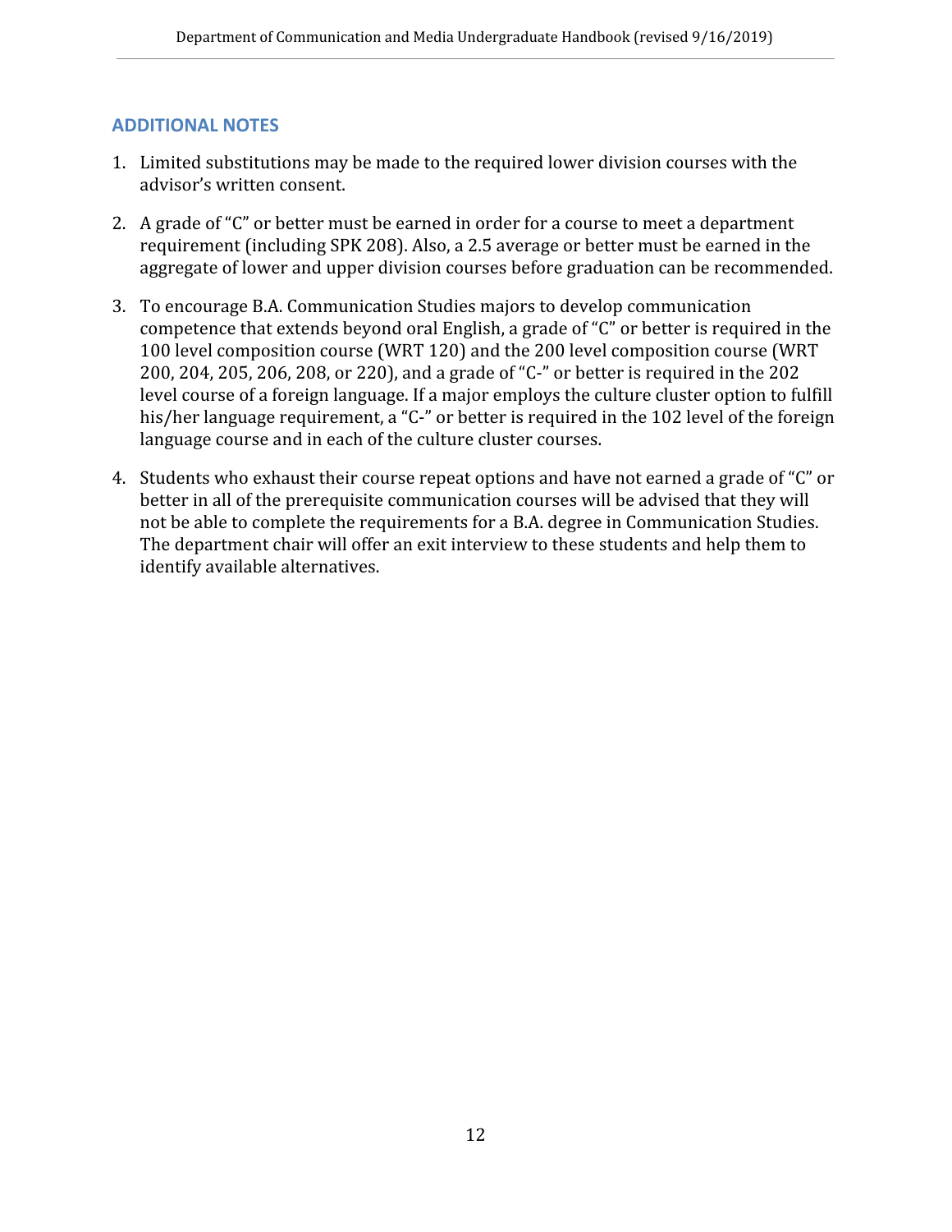## ADDITIONAL NOTES

1. Limited substitutions may be made to the required lower division courses with the advisor's written consent.

2. A grade of "C" or better must be earned in order for a course to meet a department requirement (including SPK 208). Also, a 2.5 average or better must be earned in the aggregate of lower and upper division courses before graduation can be recommended.

3. To encourage B.A. Communication Studies majors to develop communication competence that extends beyond oral English, a grade of "C" or better is required in the 100 level composition course (WRT 120) and the 200 level composition course (WRT 200, 204, 205, 206, 208, or 220), and a grade of "C-" or better is required in the 202 level course of a foreign language. If a major employs the culture cluster option to fulfill his/her language requirement, a "C-" or better is required in the 102 level of the foreign language course and in each of the culture cluster courses.

4. Students who exhaust their course repeat options and have not earned a grade of "C" or better in all of the prerequisite communication courses will be advised that they will not be able to complete the requirements for a B.A. degree in Communication Studies. The department chair will offer an exit interview to these students and help them to identify available alternatives.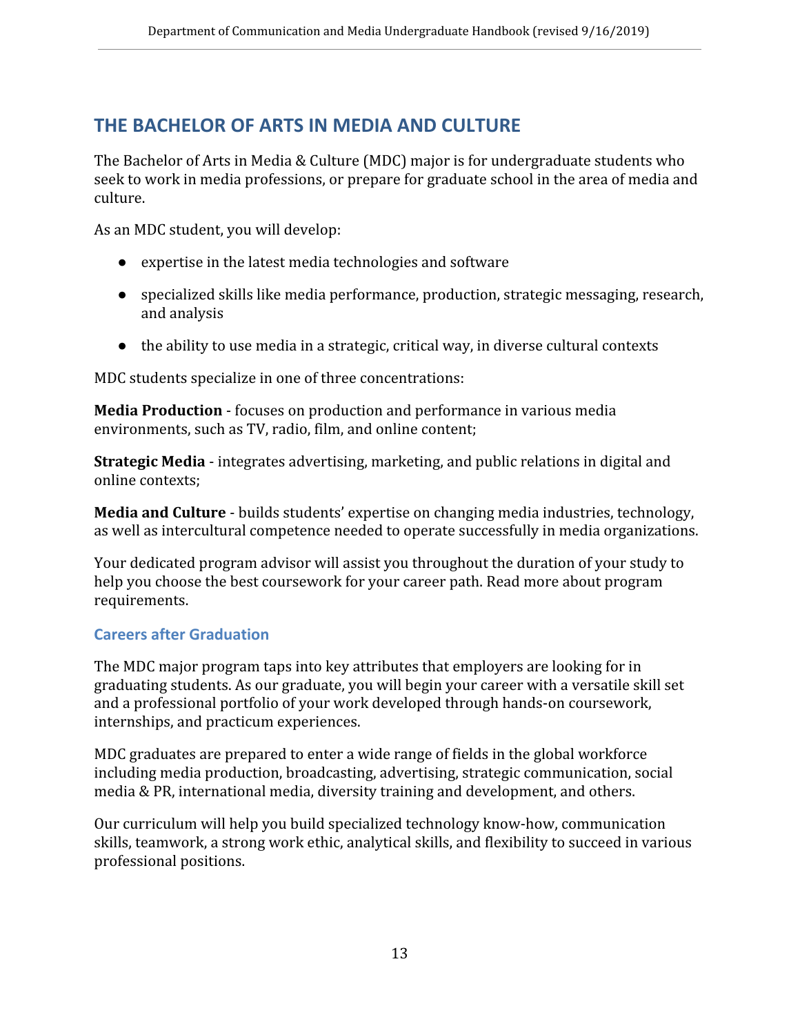## THE BACHELOR OF ARTS IN MEDIA AND CULTURE

The Bachelor of Arts in Media & Culture (MDC) major is for undergraduate students who seek to work in media professions, or prepare for graduate school in the area of media and culture.

As an MDC student, you will develop:

- expertise in the latest media technologies and software
- specialized skills like media performance, production, strategic messaging, research, and analysis
- the ability to use media in a strategic, critical way, in diverse cultural contexts

MDC students specialize in one of three concentrations:

**Media Production** - focuses on production and performance in various media environments, such as TV, radio, film, and online content;

**Strategic Media** - integrates advertising, marketing, and public relations in digital and online contexts;

**Media and Culture** - builds students' expertise on changing media industries, technology, as well as intercultural competence needed to operate successfully in media organizations.

Your dedicated program advisor will assist you throughout the duration of your study to help you choose the best coursework for your career path. Read more about program requirements.

### Careers after Graduation

The MDC major program taps into key attributes that employers are looking for in graduating students. As our graduate, you will begin your career with a versatile skill set and a professional portfolio of your work developed through hands-on coursework, internships, and practicum experiences.

MDC graduates are prepared to enter a wide range of fields in the global workforce including media production, broadcasting, advertising, strategic communication, social media & PR, international media, diversity training and development, and others.

Our curriculum will help you build specialized technology know-how, communication skills, teamwork, a strong work ethic, analytical skills, and flexibility to succeed in various professional positions.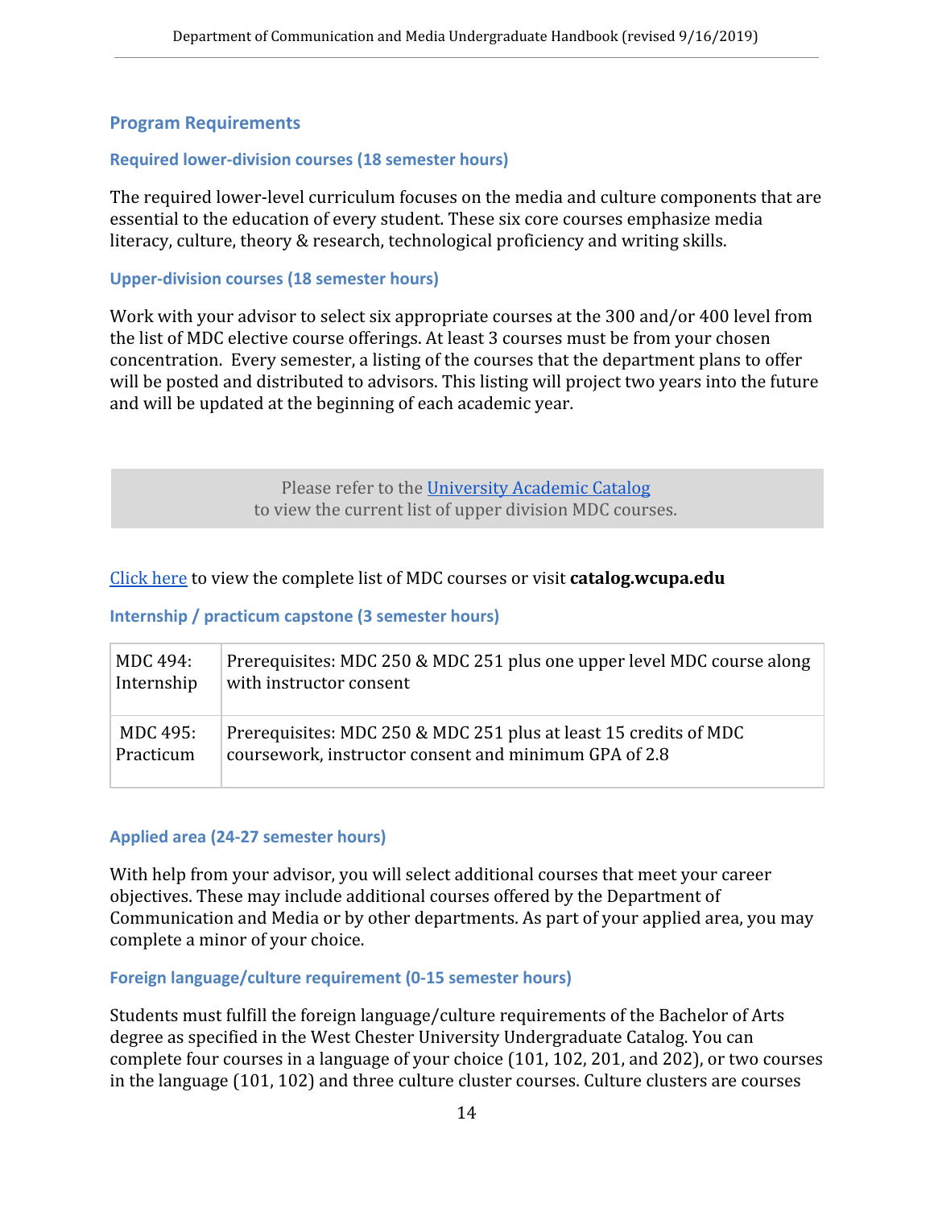## Program Requirements

### Required lower-division courses (18 semester hours)

The required lower-level curriculum focuses on the media and culture components that are essential to the education of every student. These six core courses emphasize media literacy, culture, theory & research, technological proficiency and writing skills.

### Upper-division courses (18 semester hours)

Work with your advisor to select six appropriate courses at the 300 and/or 400 level from the list of MDC elective course offerings. At least 3 courses must be from your chosen concentration. Every semester, a listing of the courses that the department plans to offer will be posted and distributed to advisors. This listing will project two years into the future and will be updated at the beginning of each academic year.

> Please refer to the [University Academic Catalog]() to view the current list of upper division MDC courses.

[Click here]() to view the complete list of MDC courses or visit **catalog.wcupa.edu**

### Internship / practicum capstone (3 semester hours)

| | |
|---|---|
| MDC 494: Internship | Prerequisites: MDC 250 & MDC 251 plus one upper level MDC course along with instructor consent |
| MDC 495: Practicum | Prerequisites: MDC 250 & MDC 251 plus at least 15 credits of MDC coursework, instructor consent and minimum GPA of 2.8 |

### Applied area (24-27 semester hours)

With help from your advisor, you will select additional courses that meet your career objectives. These may include additional courses offered by the Department of Communication and Media or by other departments. As part of your applied area, you may complete a minor of your choice.

### Foreign language/culture requirement (0-15 semester hours)

Students must fulfill the foreign language/culture requirements of the Bachelor of Arts degree as specified in the West Chester University Undergraduate Catalog. You can complete four courses in a language of your choice (101, 102, 201, and 202), or two courses in the language (101, 102) and three culture cluster courses. Culture clusters are courses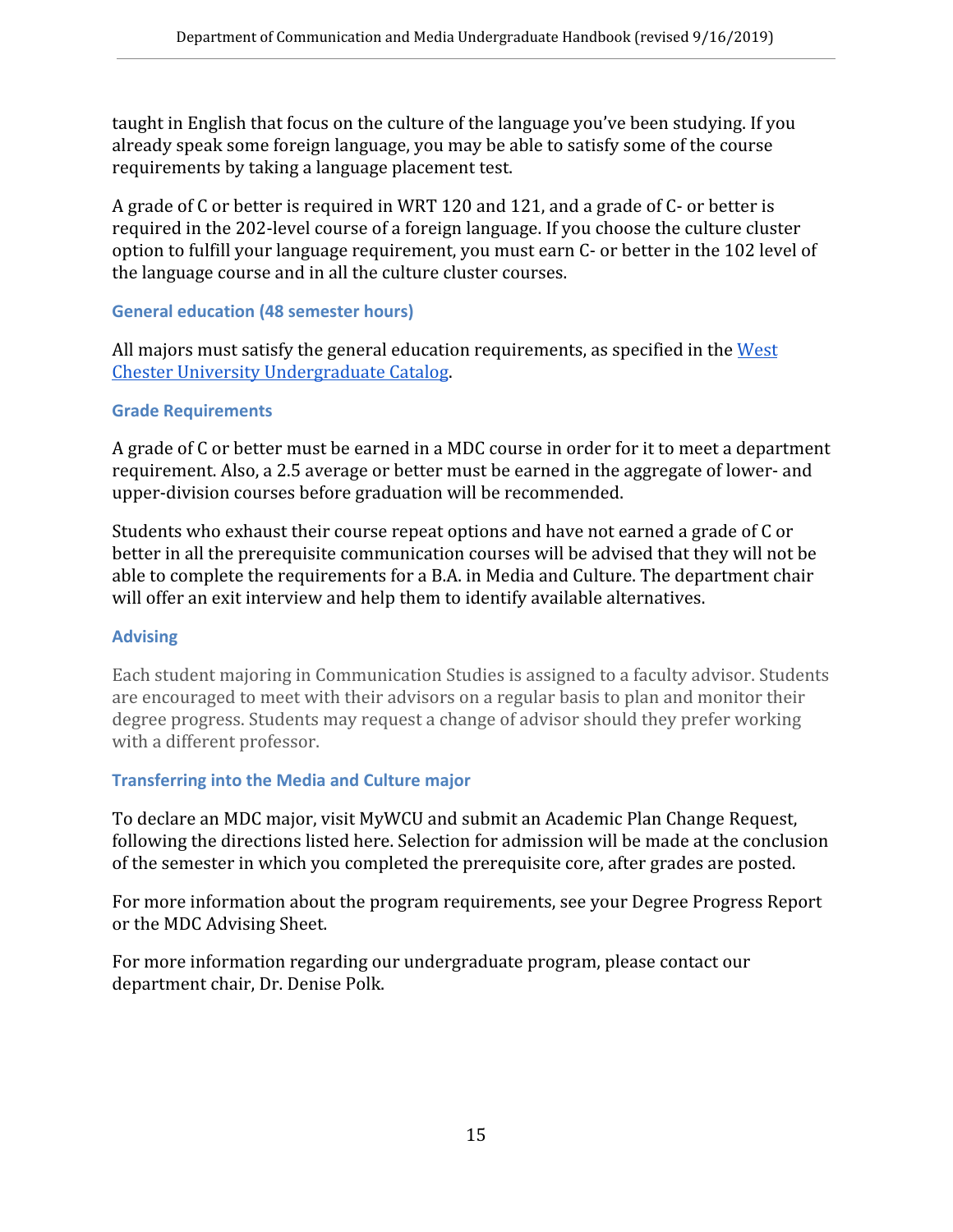taught in English that focus on the culture of the language you've been studying. If you already speak some foreign language, you may be able to satisfy some of the course requirements by taking a language placement test.

A grade of C or better is required in WRT 120 and 121, and a grade of C- or better is required in the 202-level course of a foreign language. If you choose the culture cluster option to fulfill your language requirement, you must earn C- or better in the 102 level of the language course and in all the culture cluster courses.

### General education (48 semester hours)

All majors must satisfy the general education requirements, as specified in the [West Chester University Undergraduate Catalog](West Chester University Undergraduate Catalog).

### Grade Requirements

A grade of C or better must be earned in a MDC course in order for it to meet a department requirement. Also, a 2.5 average or better must be earned in the aggregate of lower- and upper-division courses before graduation will be recommended.

Students who exhaust their course repeat options and have not earned a grade of C or better in all the prerequisite communication courses will be advised that they will not be able to complete the requirements for a B.A. in Media and Culture. The department chair will offer an exit interview and help them to identify available alternatives.

### Advising

Each student majoring in Communication Studies is assigned to a faculty advisor. Students are encouraged to meet with their advisors on a regular basis to plan and monitor their degree progress. Students may request a change of advisor should they prefer working with a different professor.

### Transferring into the Media and Culture major

To declare an MDC major, visit MyWCU and submit an Academic Plan Change Request, following the directions listed here. Selection for admission will be made at the conclusion of the semester in which you completed the prerequisite core, after grades are posted.

For more information about the program requirements, see your Degree Progress Report or the MDC Advising Sheet.

For more information regarding our undergraduate program, please contact our department chair, Dr. Denise Polk.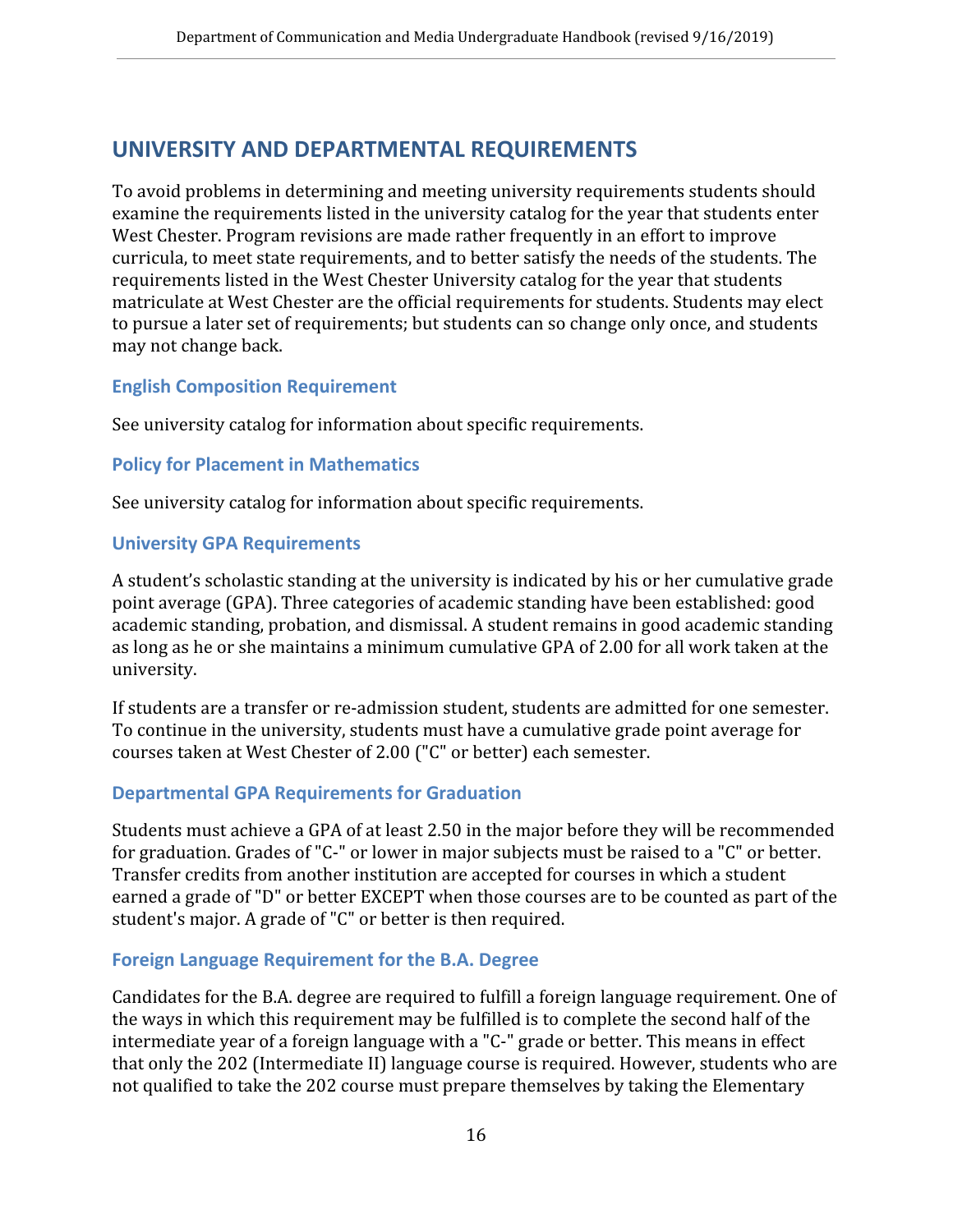## UNIVERSITY AND DEPARTMENTAL REQUIREMENTS

To avoid problems in determining and meeting university requirements students should examine the requirements listed in the university catalog for the year that students enter West Chester. Program revisions are made rather frequently in an effort to improve curricula, to meet state requirements, and to better satisfy the needs of the students. The requirements listed in the West Chester University catalog for the year that students matriculate at West Chester are the official requirements for students. Students may elect to pursue a later set of requirements; but students can so change only once, and students may not change back.

### English Composition Requirement

See university catalog for information about specific requirements.

### Policy for Placement in Mathematics

See university catalog for information about specific requirements.

### University GPA Requirements

A student's scholastic standing at the university is indicated by his or her cumulative grade point average (GPA). Three categories of academic standing have been established: good academic standing, probation, and dismissal. A student remains in good academic standing as long as he or she maintains a minimum cumulative GPA of 2.00 for all work taken at the university.

If students are a transfer or re-admission student, students are admitted for one semester. To continue in the university, students must have a cumulative grade point average for courses taken at West Chester of 2.00 ("C" or better) each semester.

### Departmental GPA Requirements for Graduation

Students must achieve a GPA of at least 2.50 in the major before they will be recommended for graduation. Grades of "C-" or lower in major subjects must be raised to a "C" or better. Transfer credits from another institution are accepted for courses in which a student earned a grade of "D" or better EXCEPT when those courses are to be counted as part of the student's major. A grade of "C" or better is then required.

### Foreign Language Requirement for the B.A. Degree

Candidates for the B.A. degree are required to fulfill a foreign language requirement. One of the ways in which this requirement may be fulfilled is to complete the second half of the intermediate year of a foreign language with a "C-" grade or better. This means in effect that only the 202 (Intermediate II) language course is required. However, students who are not qualified to take the 202 course must prepare themselves by taking the Elementary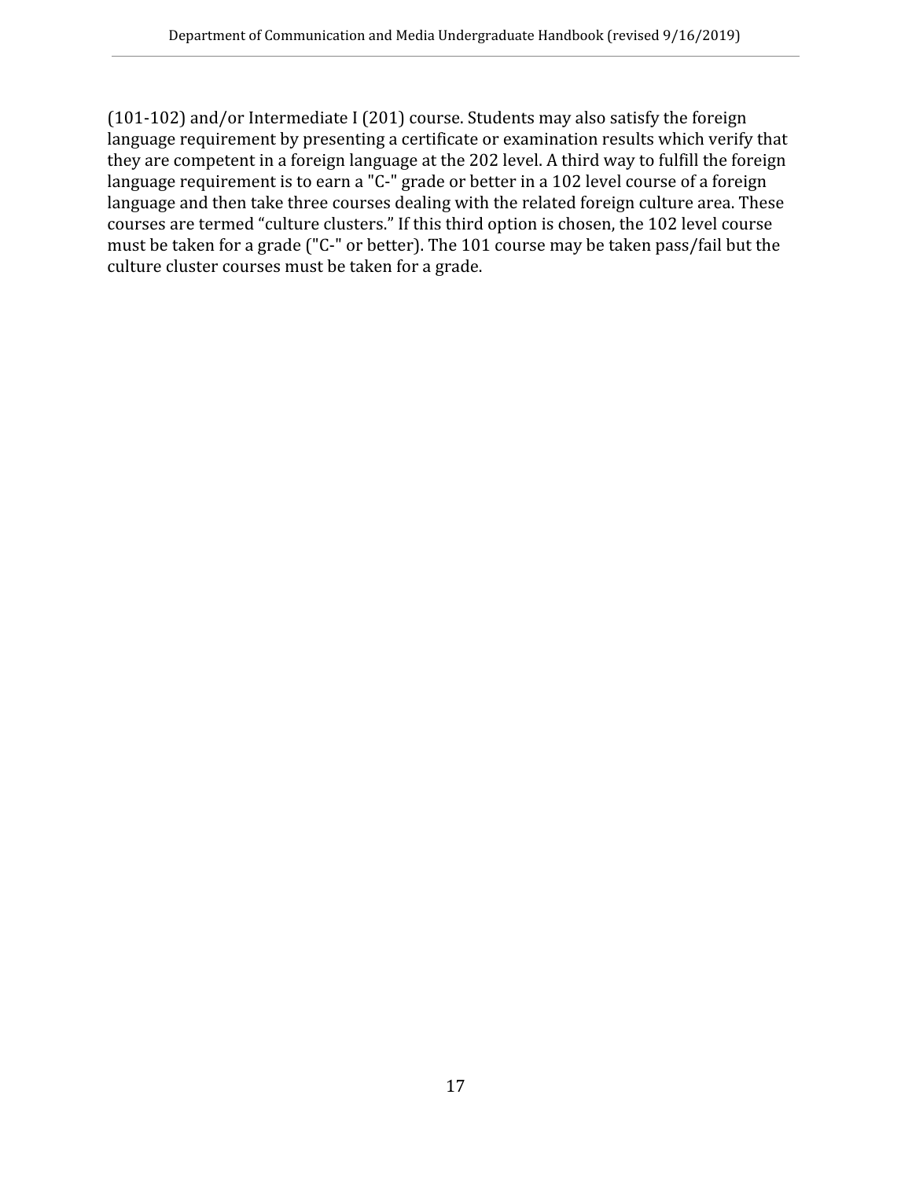(101-102) and/or Intermediate I (201) course. Students may also satisfy the foreign language requirement by presenting a certificate or examination results which verify that they are competent in a foreign language at the 202 level. A third way to fulfill the foreign language requirement is to earn a "C-" grade or better in a 102 level course of a foreign language and then take three courses dealing with the related foreign culture area. These courses are termed "culture clusters." If this third option is chosen, the 102 level course must be taken for a grade ("C-" or better). The 101 course may be taken pass/fail but the culture cluster courses must be taken for a grade.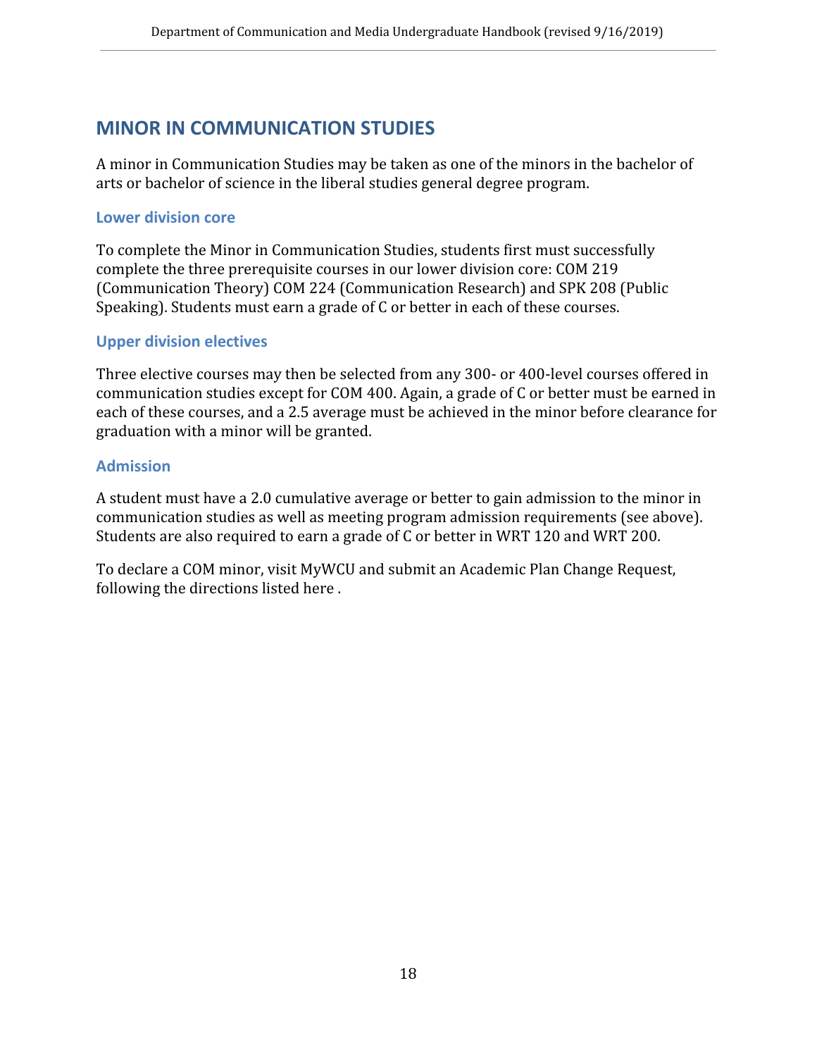## MINOR IN COMMUNICATION STUDIES

A minor in Communication Studies may be taken as one of the minors in the bachelor of arts or bachelor of science in the liberal studies general degree program.

### Lower division core

To complete the Minor in Communication Studies, students first must successfully complete the three prerequisite courses in our lower division core: COM 219 (Communication Theory) COM 224 (Communication Research) and SPK 208 (Public Speaking). Students must earn a grade of C or better in each of these courses.

### Upper division electives

Three elective courses may then be selected from any 300- or 400-level courses offered in communication studies except for COM 400. Again, a grade of C or better must be earned in each of these courses, and a 2.5 average must be achieved in the minor before clearance for graduation with a minor will be granted.

### Admission

A student must have a 2.0 cumulative average or better to gain admission to the minor in communication studies as well as meeting program admission requirements (see above). Students are also required to earn a grade of C or better in WRT 120 and WRT 200.

To declare a COM minor, visit MyWCU and submit an Academic Plan Change Request, following the directions listed here .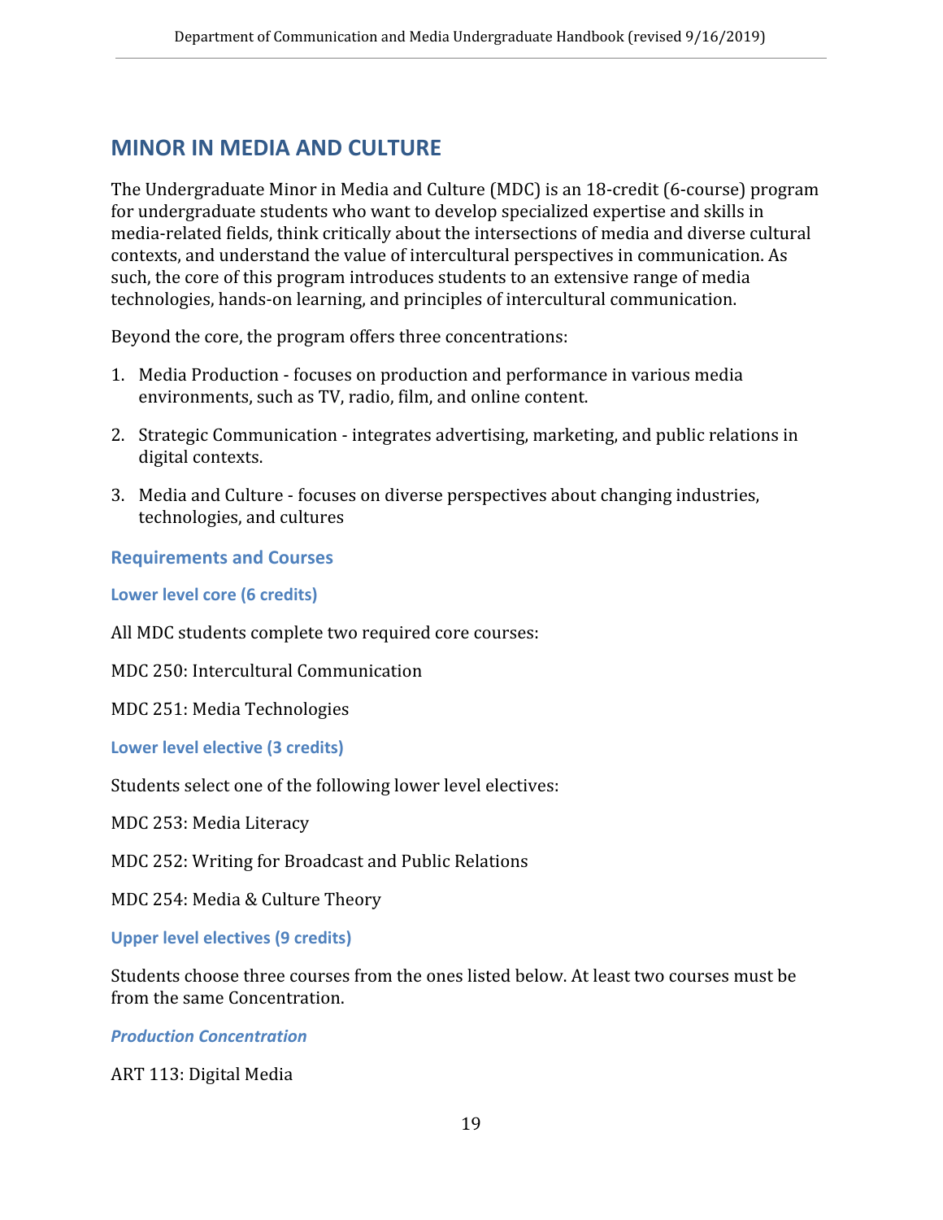## MINOR IN MEDIA AND CULTURE

The Undergraduate Minor in Media and Culture (MDC) is an 18-credit (6-course) program for undergraduate students who want to develop specialized expertise and skills in media-related fields, think critically about the intersections of media and diverse cultural contexts, and understand the value of intercultural perspectives in communication. As such, the core of this program introduces students to an extensive range of media technologies, hands-on learning, and principles of intercultural communication.

Beyond the core, the program offers three concentrations:

1. Media Production - focuses on production and performance in various media environments, such as TV, radio, film, and online content.
2. Strategic Communication - integrates advertising, marketing, and public relations in digital contexts.
3. Media and Culture - focuses on diverse perspectives about changing industries, technologies, and cultures

### Requirements and Courses

#### Lower level core (6 credits)

All MDC students complete two required core courses:

MDC 250: Intercultural Communication

MDC 251: Media Technologies

#### Lower level elective (3 credits)

Students select one of the following lower level electives:

MDC 253: Media Literacy

MDC 252: Writing for Broadcast and Public Relations

MDC 254: Media & Culture Theory

#### Upper level electives (9 credits)

Students choose three courses from the ones listed below. At least two courses must be from the same Concentration.

##### *Production Concentration*

ART 113: Digital Media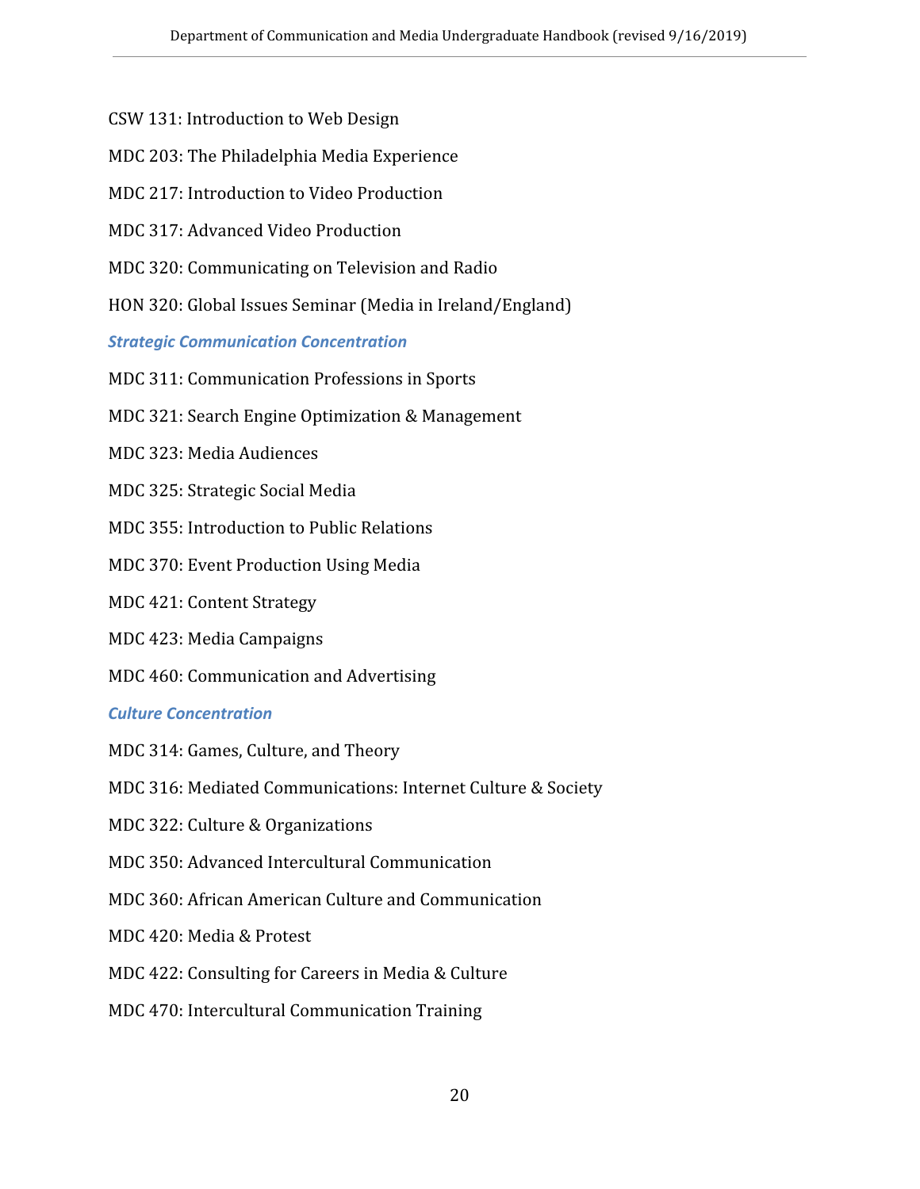CSW 131: Introduction to Web Design

MDC 203: The Philadelphia Media Experience

MDC 217: Introduction to Video Production

MDC 317: Advanced Video Production

MDC 320: Communicating on Television and Radio

HON 320: Global Issues Seminar (Media in Ireland/England)

### *Strategic Communication Concentration*

MDC 311: Communication Professions in Sports

MDC 321: Search Engine Optimization & Management

MDC 323: Media Audiences

MDC 325: Strategic Social Media

MDC 355: Introduction to Public Relations

MDC 370: Event Production Using Media

MDC 421: Content Strategy

MDC 423: Media Campaigns

MDC 460: Communication and Advertising

### *Culture Concentration*

MDC 314: Games, Culture, and Theory

MDC 316: Mediated Communications: Internet Culture & Society

MDC 322: Culture & Organizations

MDC 350: Advanced Intercultural Communication

MDC 360: African American Culture and Communication

MDC 420: Media & Protest

MDC 422: Consulting for Careers in Media & Culture

MDC 470: Intercultural Communication Training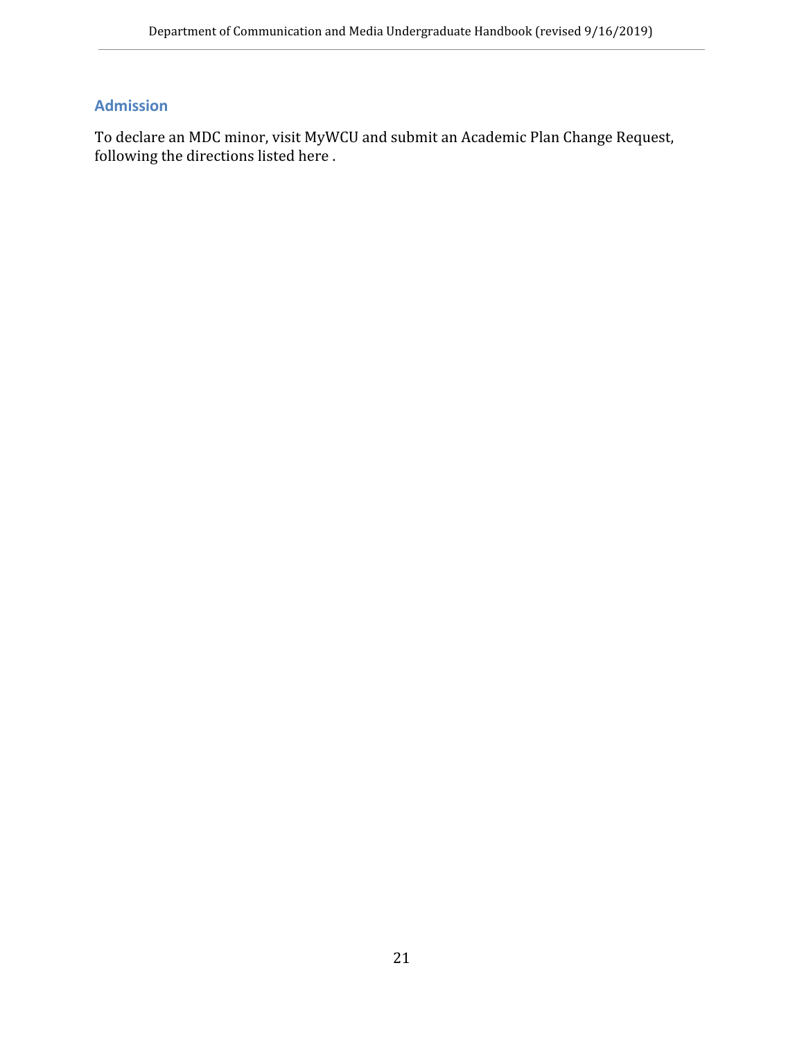## Admission

To declare an MDC minor, visit MyWCU and submit an Academic Plan Change Request, following the directions listed here .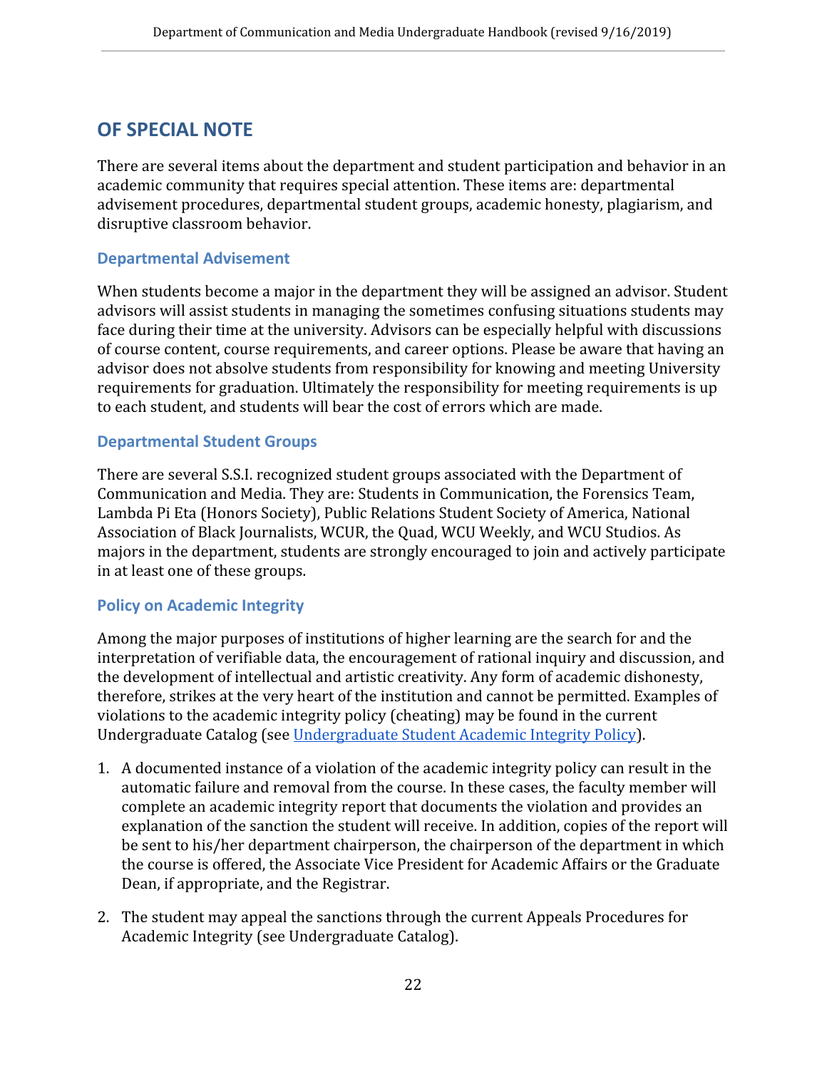## OF SPECIAL NOTE

There are several items about the department and student participation and behavior in an academic community that requires special attention. These items are: departmental advisement procedures, departmental student groups, academic honesty, plagiarism, and disruptive classroom behavior.

### Departmental Advisement

When students become a major in the department they will be assigned an advisor. Student advisors will assist students in managing the sometimes confusing situations students may face during their time at the university. Advisors can be especially helpful with discussions of course content, course requirements, and career options. Please be aware that having an advisor does not absolve students from responsibility for knowing and meeting University requirements for graduation. Ultimately the responsibility for meeting requirements is up to each student, and students will bear the cost of errors which are made.

### Departmental Student Groups

There are several S.S.I. recognized student groups associated with the Department of Communication and Media. They are: Students in Communication, the Forensics Team, Lambda Pi Eta (Honors Society), Public Relations Student Society of America, National Association of Black Journalists, WCUR, the Quad, WCU Weekly, and WCU Studios. As majors in the department, students are strongly encouraged to join and actively participate in at least one of these groups.

### Policy on Academic Integrity

Among the major purposes of institutions of higher learning are the search for and the interpretation of verifiable data, the encouragement of rational inquiry and discussion, and the development of intellectual and artistic creativity. Any form of academic dishonesty, therefore, strikes at the very heart of the institution and cannot be permitted. Examples of violations to the academic integrity policy (cheating) may be found in the current Undergraduate Catalog (see Undergraduate Student Academic Integrity Policy).

1. A documented instance of a violation of the academic integrity policy can result in the automatic failure and removal from the course. In these cases, the faculty member will complete an academic integrity report that documents the violation and provides an explanation of the sanction the student will receive. In addition, copies of the report will be sent to his/her department chairperson, the chairperson of the department in which the course is offered, the Associate Vice President for Academic Affairs or the Graduate Dean, if appropriate, and the Registrar.
2. The student may appeal the sanctions through the current Appeals Procedures for Academic Integrity (see Undergraduate Catalog).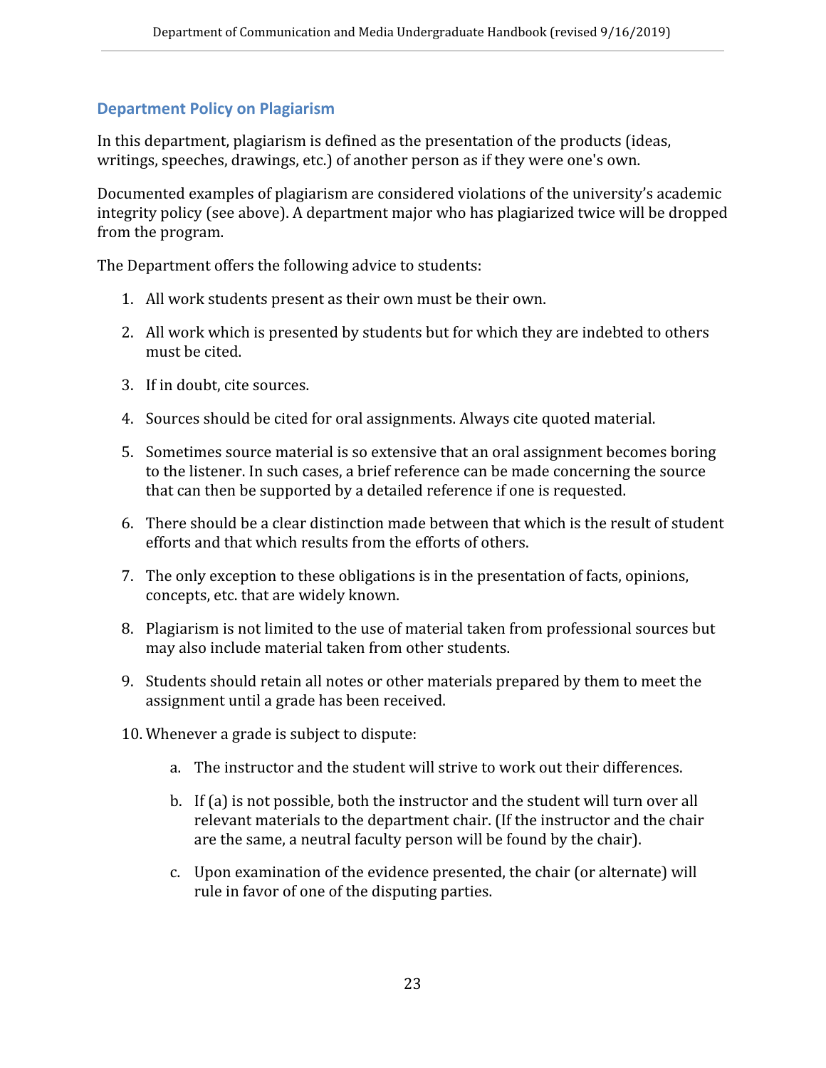## Department Policy on Plagiarism

In this department, plagiarism is defined as the presentation of the products (ideas, writings, speeches, drawings, etc.) of another person as if they were one's own.

Documented examples of plagiarism are considered violations of the university's academic integrity policy (see above). A department major who has plagiarized twice will be dropped from the program.

The Department offers the following advice to students:

1. All work students present as their own must be their own.
2. All work which is presented by students but for which they are indebted to others must be cited.
3. If in doubt, cite sources.
4. Sources should be cited for oral assignments. Always cite quoted material.
5. Sometimes source material is so extensive that an oral assignment becomes boring to the listener. In such cases, a brief reference can be made concerning the source that can then be supported by a detailed reference if one is requested.
6. There should be a clear distinction made between that which is the result of student efforts and that which results from the efforts of others.
7. The only exception to these obligations is in the presentation of facts, opinions, concepts, etc. that are widely known.
8. Plagiarism is not limited to the use of material taken from professional sources but may also include material taken from other students.
9. Students should retain all notes or other materials prepared by them to meet the assignment until a grade has been received.
10. Whenever a grade is subject to dispute:
    a. The instructor and the student will strive to work out their differences.
    b. If (a) is not possible, both the instructor and the student will turn over all relevant materials to the department chair. (If the instructor and the chair are the same, a neutral faculty person will be found by the chair).
    c. Upon examination of the evidence presented, the chair (or alternate) will rule in favor of one of the disputing parties.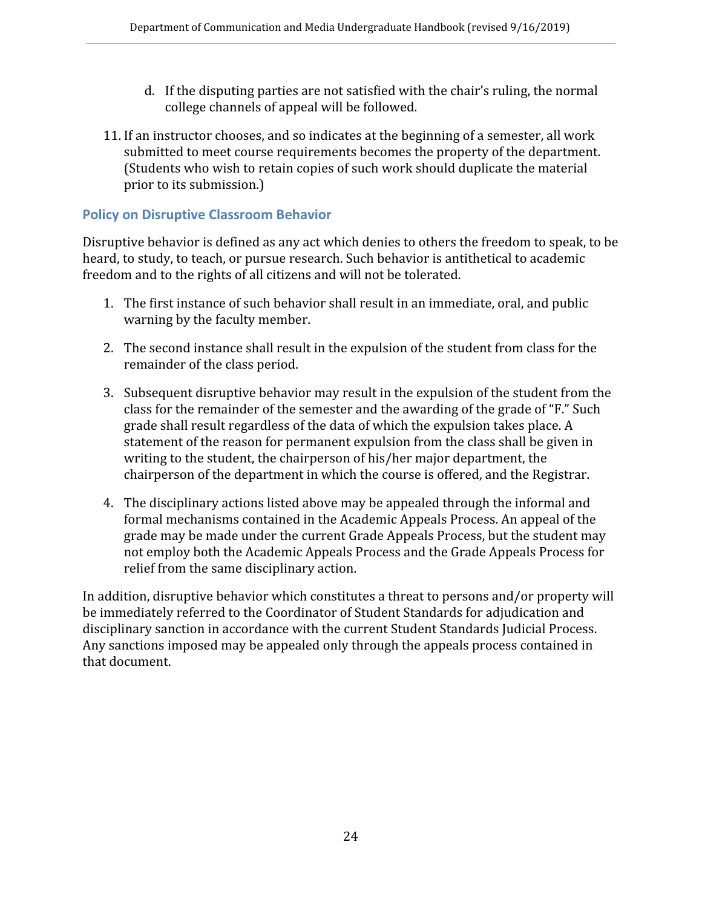d. If the disputing parties are not satisfied with the chair's ruling, the normal college channels of appeal will be followed.

11. If an instructor chooses, and so indicates at the beginning of a semester, all work submitted to meet course requirements becomes the property of the department. (Students who wish to retain copies of such work should duplicate the material prior to its submission.)

## Policy on Disruptive Classroom Behavior

Disruptive behavior is defined as any act which denies to others the freedom to speak, to be heard, to study, to teach, or pursue research. Such behavior is antithetical to academic freedom and to the rights of all citizens and will not be tolerated.

1. The first instance of such behavior shall result in an immediate, oral, and public warning by the faculty member.

2. The second instance shall result in the expulsion of the student from class for the remainder of the class period.

3. Subsequent disruptive behavior may result in the expulsion of the student from the class for the remainder of the semester and the awarding of the grade of "F." Such grade shall result regardless of the data of which the expulsion takes place. A statement of the reason for permanent expulsion from the class shall be given in writing to the student, the chairperson of his/her major department, the chairperson of the department in which the course is offered, and the Registrar.

4. The disciplinary actions listed above may be appealed through the informal and formal mechanisms contained in the Academic Appeals Process. An appeal of the grade may be made under the current Grade Appeals Process, but the student may not employ both the Academic Appeals Process and the Grade Appeals Process for relief from the same disciplinary action.

In addition, disruptive behavior which constitutes a threat to persons and/or property will be immediately referred to the Coordinator of Student Standards for adjudication and disciplinary sanction in accordance with the current Student Standards Judicial Process. Any sanctions imposed may be appealed only through the appeals process contained in that document.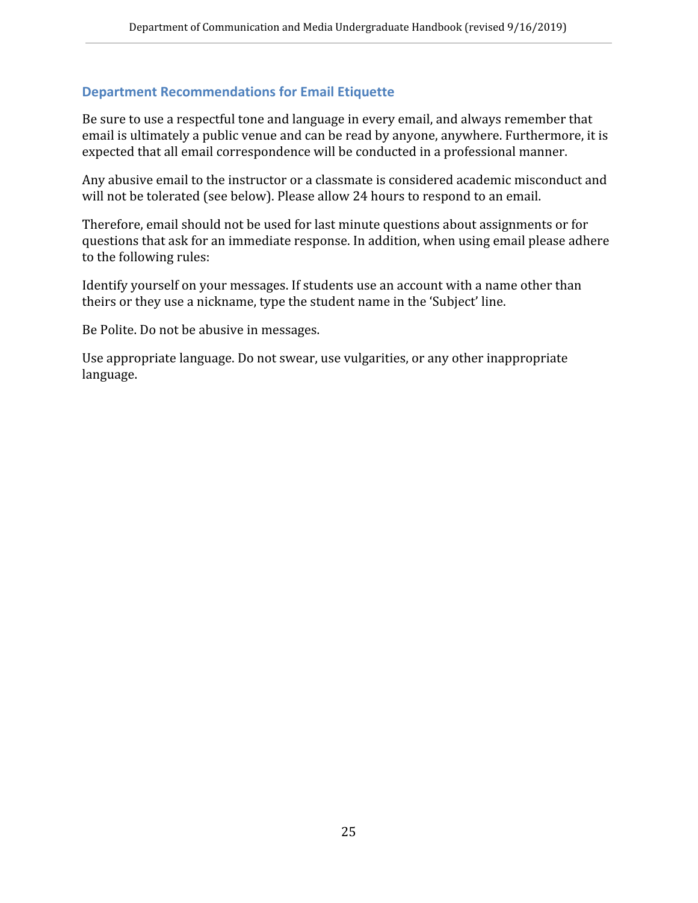## Department Recommendations for Email Etiquette

Be sure to use a respectful tone and language in every email, and always remember that email is ultimately a public venue and can be read by anyone, anywhere. Furthermore, it is expected that all email correspondence will be conducted in a professional manner.

Any abusive email to the instructor or a classmate is considered academic misconduct and will not be tolerated (see below). Please allow 24 hours to respond to an email.

Therefore, email should not be used for last minute questions about assignments or for questions that ask for an immediate response. In addition, when using email please adhere to the following rules:

Identify yourself on your messages. If students use an account with a name other than theirs or they use a nickname, type the student name in the 'Subject' line.

Be Polite. Do not be abusive in messages.

Use appropriate language. Do not swear, use vulgarities, or any other inappropriate language.